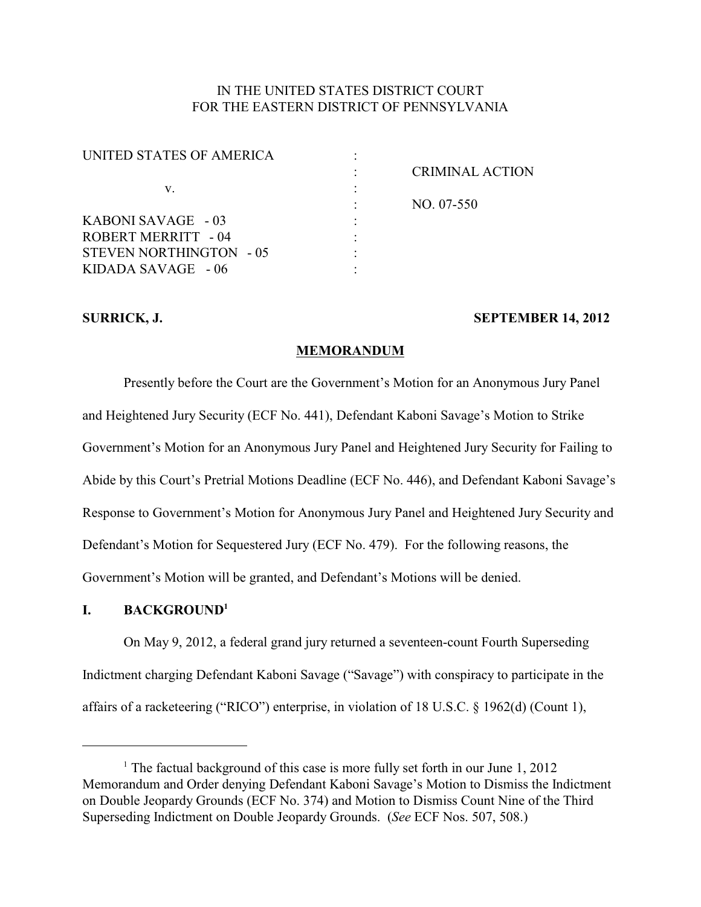IN THE UNITED STATES DISTRICT COURT
FOR THE EASTERN DISTRICT OF PENNSYLVANIA

| | | |
|---|---|---|
| UNITED STATES OF AMERICA | : | |
| | : | CRIMINAL ACTION |
| v. | : | |
| | : | NO. 07-550 |
| KABONI SAVAGE - 03 | : | |
| ROBERT MERRITT - 04 | : | |
| STEVEN NORTHINGTON - 05 | : | |
| KIDADA SAVAGE - 06 | : | |

**SURRICK, J.** **SEPTEMBER 14, 2012**

**MEMORANDUM**

Presently before the Court are the Government's Motion for an Anonymous Jury Panel and Heightened Jury Security (ECF No. 441), Defendant Kaboni Savage's Motion to Strike Government's Motion for an Anonymous Jury Panel and Heightened Jury Security for Failing to Abide by this Court's Pretrial Motions Deadline (ECF No. 446), and Defendant Kaboni Savage's Response to Government's Motion for Anonymous Jury Panel and Heightened Jury Security and Defendant's Motion for Sequestered Jury (ECF No. 479). For the following reasons, the Government's Motion will be granted, and Defendant's Motions will be denied.

## I. BACKGROUND[1]

On May 9, 2012, a federal grand jury returned a seventeen-count Fourth Superseding Indictment charging Defendant Kaboni Savage ("Savage") with conspiracy to participate in the affairs of a racketeering ("RICO") enterprise, in violation of 18 U.S.C. § 1962(d) (Count 1),

---

[1] The factual background of this case is more fully set forth in our June 1, 2012 Memorandum and Order denying Defendant Kaboni Savage's Motion to Dismiss the Indictment on Double Jeopardy Grounds (ECF No. 374) and Motion to Dismiss Count Nine of the Third Superseding Indictment on Double Jeopardy Grounds. (*See* ECF Nos. 507, 508.)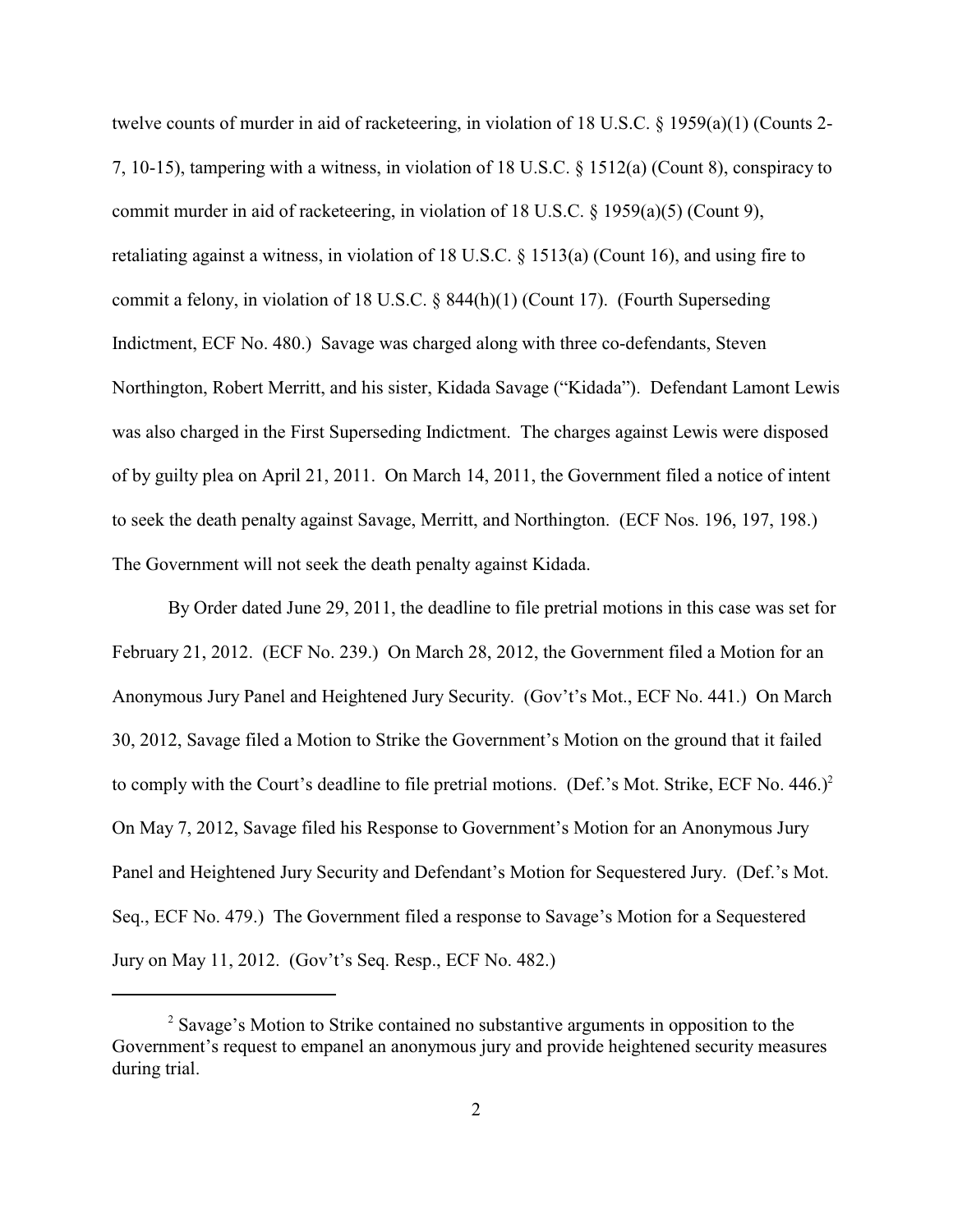twelve counts of murder in aid of racketeering, in violation of 18 U.S.C. § 1959(a)(1) (Counts 2-7, 10-15), tampering with a witness, in violation of 18 U.S.C. § 1512(a) (Count 8), conspiracy to commit murder in aid of racketeering, in violation of 18 U.S.C. § 1959(a)(5) (Count 9), retaliating against a witness, in violation of 18 U.S.C. § 1513(a) (Count 16), and using fire to commit a felony, in violation of 18 U.S.C. § 844(h)(1) (Count 17). (Fourth Superseding Indictment, ECF No. 480.) Savage was charged along with three co-defendants, Steven Northington, Robert Merritt, and his sister, Kidada Savage ("Kidada"). Defendant Lamont Lewis was also charged in the First Superseding Indictment. The charges against Lewis were disposed of by guilty plea on April 21, 2011. On March 14, 2011, the Government filed a notice of intent to seek the death penalty against Savage, Merritt, and Northington. (ECF Nos. 196, 197, 198.) The Government will not seek the death penalty against Kidada.

By Order dated June 29, 2011, the deadline to file pretrial motions in this case was set for February 21, 2012. (ECF No. 239.) On March 28, 2012, the Government filed a Motion for an Anonymous Jury Panel and Heightened Jury Security. (Gov't's Mot., ECF No. 441.) On March 30, 2012, Savage filed a Motion to Strike the Government's Motion on the ground that it failed to comply with the Court's deadline to file pretrial motions. (Def.'s Mot. Strike, ECF No. 446.)[2] On May 7, 2012, Savage filed his Response to Government's Motion for an Anonymous Jury Panel and Heightened Jury Security and Defendant's Motion for Sequestered Jury. (Def.'s Mot. Seq., ECF No. 479.) The Government filed a response to Savage's Motion for a Sequestered Jury on May 11, 2012. (Gov't's Seq. Resp., ECF No. 482.)

---

[2] Savage's Motion to Strike contained no substantive arguments in opposition to the Government's request to empanel an anonymous jury and provide heightened security measures during trial.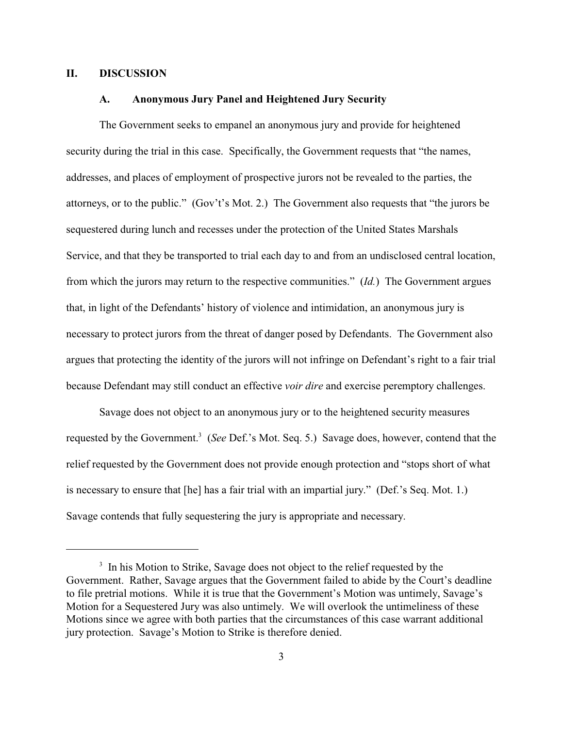## II. DISCUSSION

### A. Anonymous Jury Panel and Heightened Jury Security

The Government seeks to empanel an anonymous jury and provide for heightened security during the trial in this case. Specifically, the Government requests that "the names, addresses, and places of employment of prospective jurors not be revealed to the parties, the attorneys, or to the public." (Gov't's Mot. 2.) The Government also requests that "the jurors be sequestered during lunch and recesses under the protection of the United States Marshals Service, and that they be transported to trial each day to and from an undisclosed central location, from which the jurors may return to the respective communities." (*Id.*) The Government argues that, in light of the Defendants' history of violence and intimidation, an anonymous jury is necessary to protect jurors from the threat of danger posed by Defendants. The Government also argues that protecting the identity of the jurors will not infringe on Defendant's right to a fair trial because Defendant may still conduct an effective *voir dire* and exercise peremptory challenges.

Savage does not object to an anonymous jury or to the heightened security measures requested by the Government.[3] (*See* Def.'s Mot. Seq. 5.) Savage does, however, contend that the relief requested by the Government does not provide enough protection and "stops short of what is necessary to ensure that [he] has a fair trial with an impartial jury." (Def.'s Seq. Mot. 1.) Savage contends that fully sequestering the jury is appropriate and necessary.

---

[3] In his Motion to Strike, Savage does not object to the relief requested by the Government. Rather, Savage argues that the Government failed to abide by the Court's deadline to file pretrial motions. While it is true that the Government's Motion was untimely, Savage's Motion for a Sequestered Jury was also untimely. We will overlook the untimeliness of these Motions since we agree with both parties that the circumstances of this case warrant additional jury protection. Savage's Motion to Strike is therefore denied.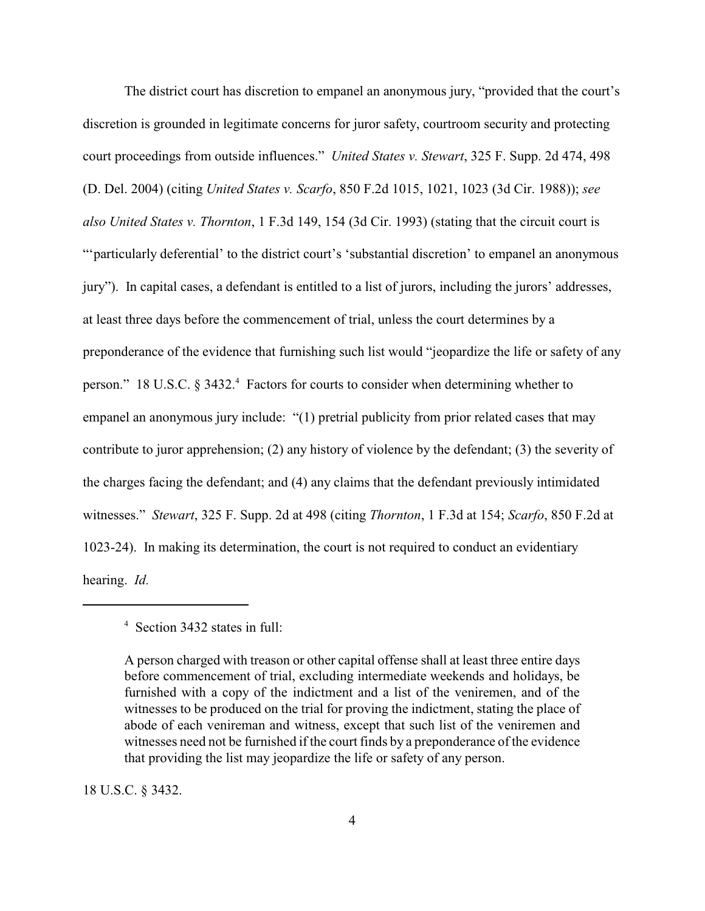The district court has discretion to empanel an anonymous jury, "provided that the court's discretion is grounded in legitimate concerns for juror safety, courtroom security and protecting court proceedings from outside influences." *United States v. Stewart*, 325 F. Supp. 2d 474, 498 (D. Del. 2004) (citing *United States v. Scarfo*, 850 F.2d 1015, 1021, 1023 (3d Cir. 1988)); *see also United States v. Thornton*, 1 F.3d 149, 154 (3d Cir. 1993) (stating that the circuit court is "'particularly deferential' to the district court's 'substantial discretion' to empanel an anonymous jury"). In capital cases, a defendant is entitled to a list of jurors, including the jurors' addresses, at least three days before the commencement of trial, unless the court determines by a preponderance of the evidence that furnishing such list would "jeopardize the life or safety of any person." 18 U.S.C. § 3432.[4] Factors for courts to consider when determining whether to empanel an anonymous jury include: "(1) pretrial publicity from prior related cases that may contribute to juror apprehension; (2) any history of violence by the defendant; (3) the severity of the charges facing the defendant; and (4) any claims that the defendant previously intimidated witnesses." *Stewart*, 325 F. Supp. 2d at 498 (citing *Thornton*, 1 F.3d at 154; *Scarfo*, 850 F.2d at 1023-24). In making its determination, the court is not required to conduct an evidentiary hearing. *Id.*

---

[4] Section 3432 states in full:

> A person charged with treason or other capital offense shall at least three entire days before commencement of trial, excluding intermediate weekends and holidays, be furnished with a copy of the indictment and a list of the veniremen, and of the witnesses to be produced on the trial for proving the indictment, stating the place of abode of each venireman and witness, except that such list of the veniremen and witnesses need not be furnished if the court finds by a preponderance of the evidence that providing the list may jeopardize the life or safety of any person.

18 U.S.C. § 3432.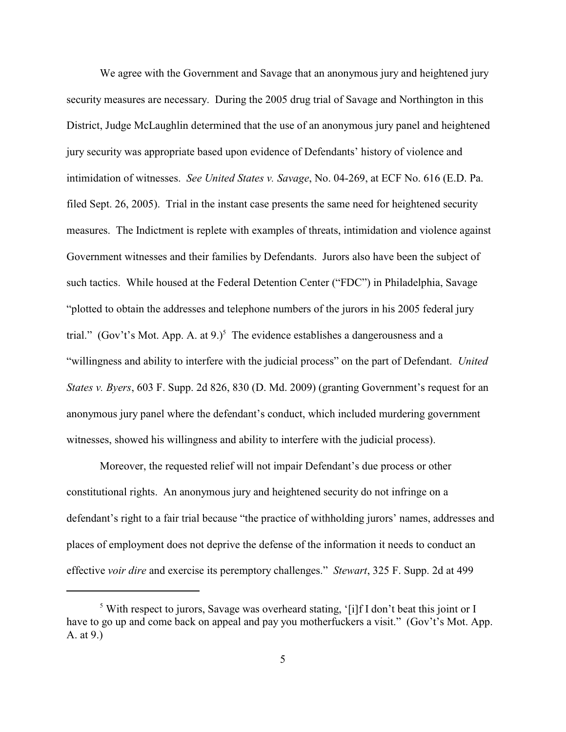We agree with the Government and Savage that an anonymous jury and heightened jury security measures are necessary. During the 2005 drug trial of Savage and Northington in this District, Judge McLaughlin determined that the use of an anonymous jury panel and heightened jury security was appropriate based upon evidence of Defendants' history of violence and intimidation of witnesses. *See United States v. Savage*, No. 04-269, at ECF No. 616 (E.D. Pa. filed Sept. 26, 2005). Trial in the instant case presents the same need for heightened security measures. The Indictment is replete with examples of threats, intimidation and violence against Government witnesses and their families by Defendants. Jurors also have been the subject of such tactics. While housed at the Federal Detention Center ("FDC") in Philadelphia, Savage "plotted to obtain the addresses and telephone numbers of the jurors in his 2005 federal jury trial." (Gov't's Mot. App. A. at 9.)[5] The evidence establishes a dangerousness and a "willingness and ability to interfere with the judicial process" on the part of Defendant. *United States v. Byers*, 603 F. Supp. 2d 826, 830 (D. Md. 2009) (granting Government's request for an anonymous jury panel where the defendant's conduct, which included murdering government witnesses, showed his willingness and ability to interfere with the judicial process).

Moreover, the requested relief will not impair Defendant's due process or other constitutional rights. An anonymous jury and heightened security do not infringe on a defendant's right to a fair trial because "the practice of withholding jurors' names, addresses and places of employment does not deprive the defense of the information it needs to conduct an effective *voir dire* and exercise its peremptory challenges." *Stewart*, 325 F. Supp. 2d at 499

---

[5] With respect to jurors, Savage was overheard stating, '[i]f I don't beat this joint or I have to go up and come back on appeal and pay you motherfuckers a visit." (Gov't's Mot. App. A. at 9.)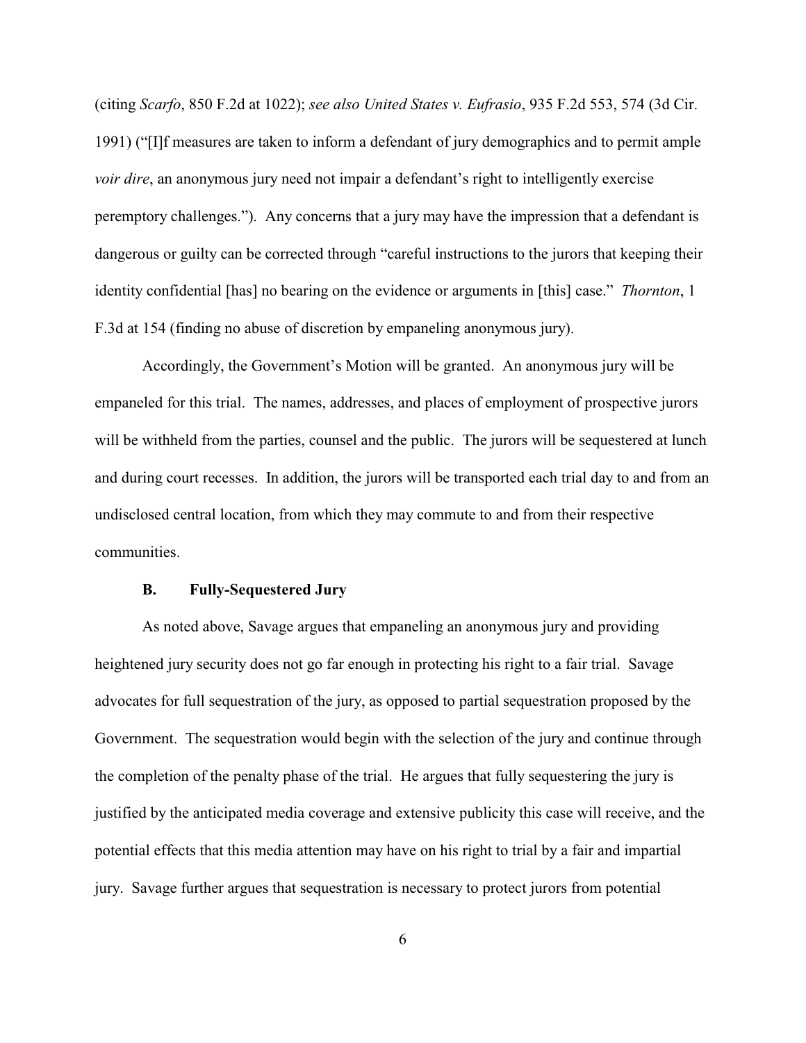(citing *Scarfo*, 850 F.2d at 1022); *see also United States v. Eufrasio*, 935 F.2d 553, 574 (3d Cir. 1991) ("[I]f measures are taken to inform a defendant of jury demographics and to permit ample *voir dire*, an anonymous jury need not impair a defendant's right to intelligently exercise peremptory challenges."). Any concerns that a jury may have the impression that a defendant is dangerous or guilty can be corrected through "careful instructions to the jurors that keeping their identity confidential [has] no bearing on the evidence or arguments in [this] case." *Thornton*, 1 F.3d at 154 (finding no abuse of discretion by empaneling anonymous jury).

Accordingly, the Government's Motion will be granted. An anonymous jury will be empaneled for this trial. The names, addresses, and places of employment of prospective jurors will be withheld from the parties, counsel and the public. The jurors will be sequestered at lunch and during court recesses. In addition, the jurors will be transported each trial day to and from an undisclosed central location, from which they may commute to and from their respective communities.

### B. Fully-Sequestered Jury

As noted above, Savage argues that empaneling an anonymous jury and providing heightened jury security does not go far enough in protecting his right to a fair trial. Savage advocates for full sequestration of the jury, as opposed to partial sequestration proposed by the Government. The sequestration would begin with the selection of the jury and continue through the completion of the penalty phase of the trial. He argues that fully sequestering the jury is justified by the anticipated media coverage and extensive publicity this case will receive, and the potential effects that this media attention may have on his right to trial by a fair and impartial jury. Savage further argues that sequestration is necessary to protect jurors from potential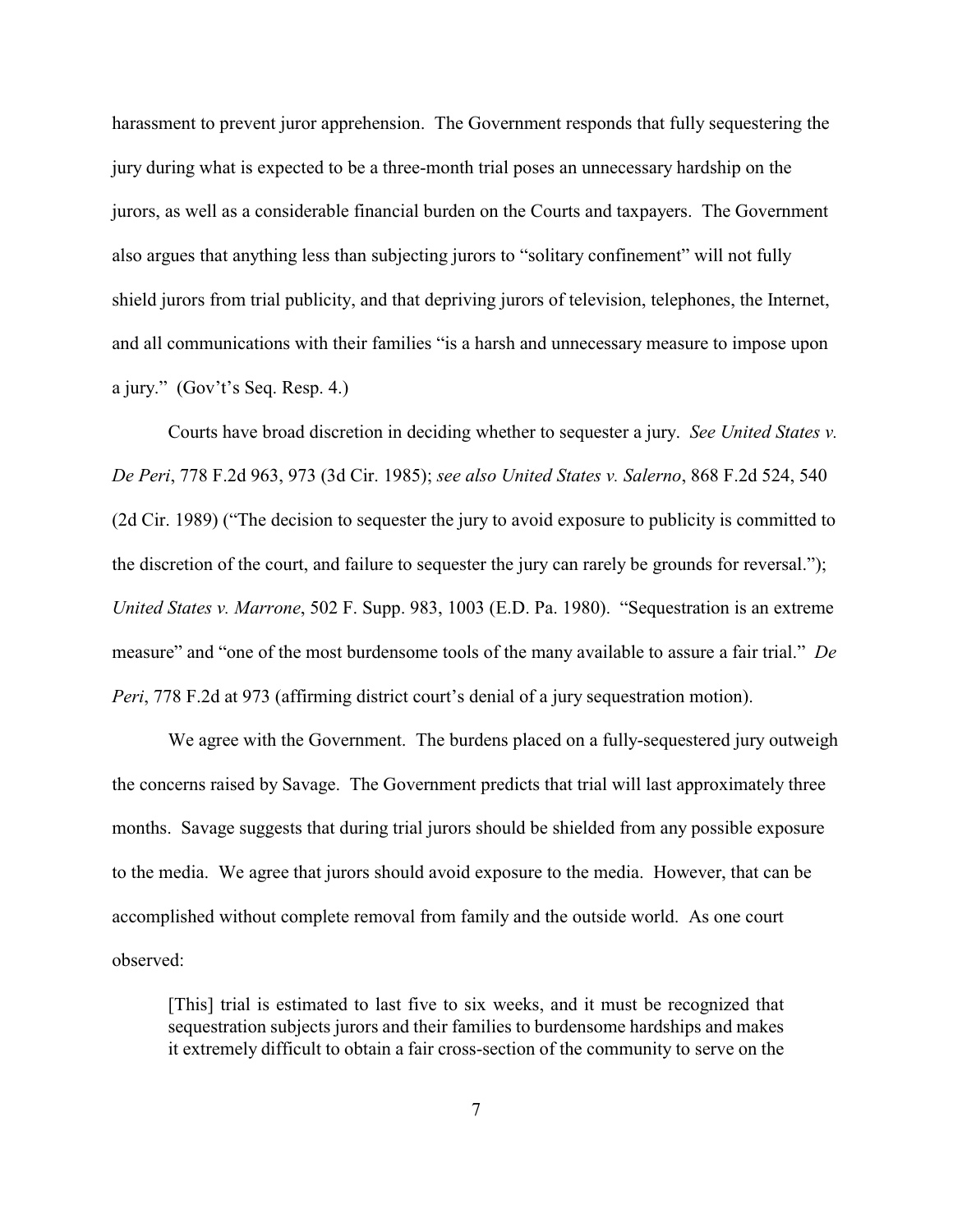harassment to prevent juror apprehension. The Government responds that fully sequestering the jury during what is expected to be a three-month trial poses an unnecessary hardship on the jurors, as well as a considerable financial burden on the Courts and taxpayers. The Government also argues that anything less than subjecting jurors to "solitary confinement" will not fully shield jurors from trial publicity, and that depriving jurors of television, telephones, the Internet, and all communications with their families "is a harsh and unnecessary measure to impose upon a jury." (Gov't's Seq. Resp. 4.)

Courts have broad discretion in deciding whether to sequester a jury. *See United States v. De Peri*, 778 F.2d 963, 973 (3d Cir. 1985); *see also United States v. Salerno*, 868 F.2d 524, 540 (2d Cir. 1989) ("The decision to sequester the jury to avoid exposure to publicity is committed to the discretion of the court, and failure to sequester the jury can rarely be grounds for reversal."); *United States v. Marrone*, 502 F. Supp. 983, 1003 (E.D. Pa. 1980). "Sequestration is an extreme measure" and "one of the most burdensome tools of the many available to assure a fair trial." *De Peri*, 778 F.2d at 973 (affirming district court's denial of a jury sequestration motion).

We agree with the Government. The burdens placed on a fully-sequestered jury outweigh the concerns raised by Savage. The Government predicts that trial will last approximately three months. Savage suggests that during trial jurors should be shielded from any possible exposure to the media. We agree that jurors should avoid exposure to the media. However, that can be accomplished without complete removal from family and the outside world. As one court observed:

> [This] trial is estimated to last five to six weeks, and it must be recognized that sequestration subjects jurors and their families to burdensome hardships and makes it extremely difficult to obtain a fair cross-section of the community to serve on the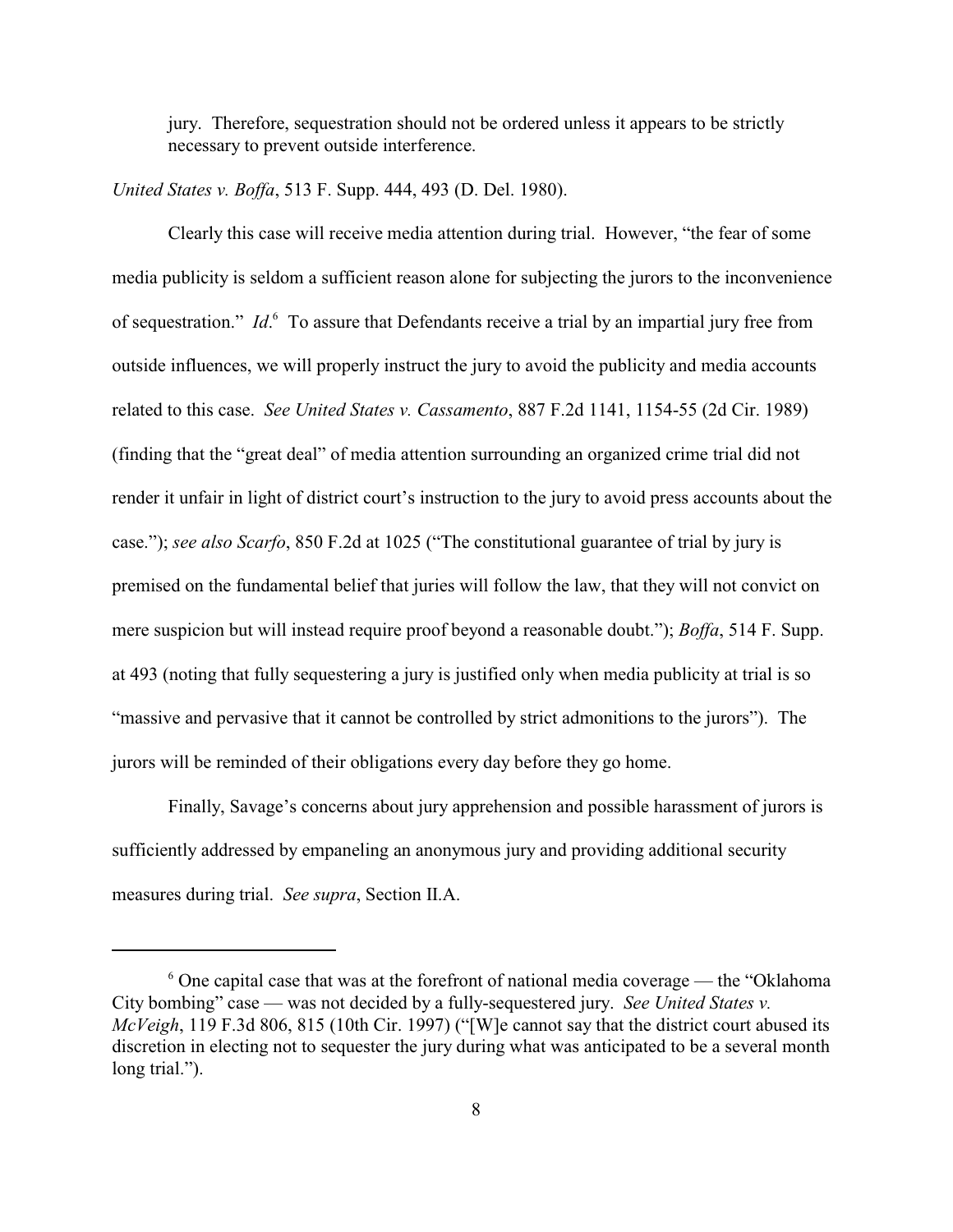> jury. Therefore, sequestration should not be ordered unless it appears to be strictly necessary to prevent outside interference.

*United States v. Boffa*, 513 F. Supp. 444, 493 (D. Del. 1980).

Clearly this case will receive media attention during trial. However, "the fear of some media publicity is seldom a sufficient reason alone for subjecting the jurors to the inconvenience of sequestration." *Id*.[6] To assure that Defendants receive a trial by an impartial jury free from outside influences, we will properly instruct the jury to avoid the publicity and media accounts related to this case. *See United States v. Cassamento*, 887 F.2d 1141, 1154-55 (2d Cir. 1989) (finding that the "great deal" of media attention surrounding an organized crime trial did not render it unfair in light of district court's instruction to the jury to avoid press accounts about the case."); *see also Scarfo*, 850 F.2d at 1025 ("The constitutional guarantee of trial by jury is premised on the fundamental belief that juries will follow the law, that they will not convict on mere suspicion but will instead require proof beyond a reasonable doubt."); *Boffa*, 514 F. Supp. at 493 (noting that fully sequestering a jury is justified only when media publicity at trial is so "massive and pervasive that it cannot be controlled by strict admonitions to the jurors"). The jurors will be reminded of their obligations every day before they go home.

Finally, Savage's concerns about jury apprehension and possible harassment of jurors is sufficiently addressed by empaneling an anonymous jury and providing additional security measures during trial. *See supra*, Section II.A.

---

[6] One capital case that was at the forefront of national media coverage — the "Oklahoma City bombing" case — was not decided by a fully-sequestered jury. *See United States v. McVeigh*, 119 F.3d 806, 815 (10th Cir. 1997) ("[W]e cannot say that the district court abused its discretion in electing not to sequester the jury during what was anticipated to be a several month long trial.").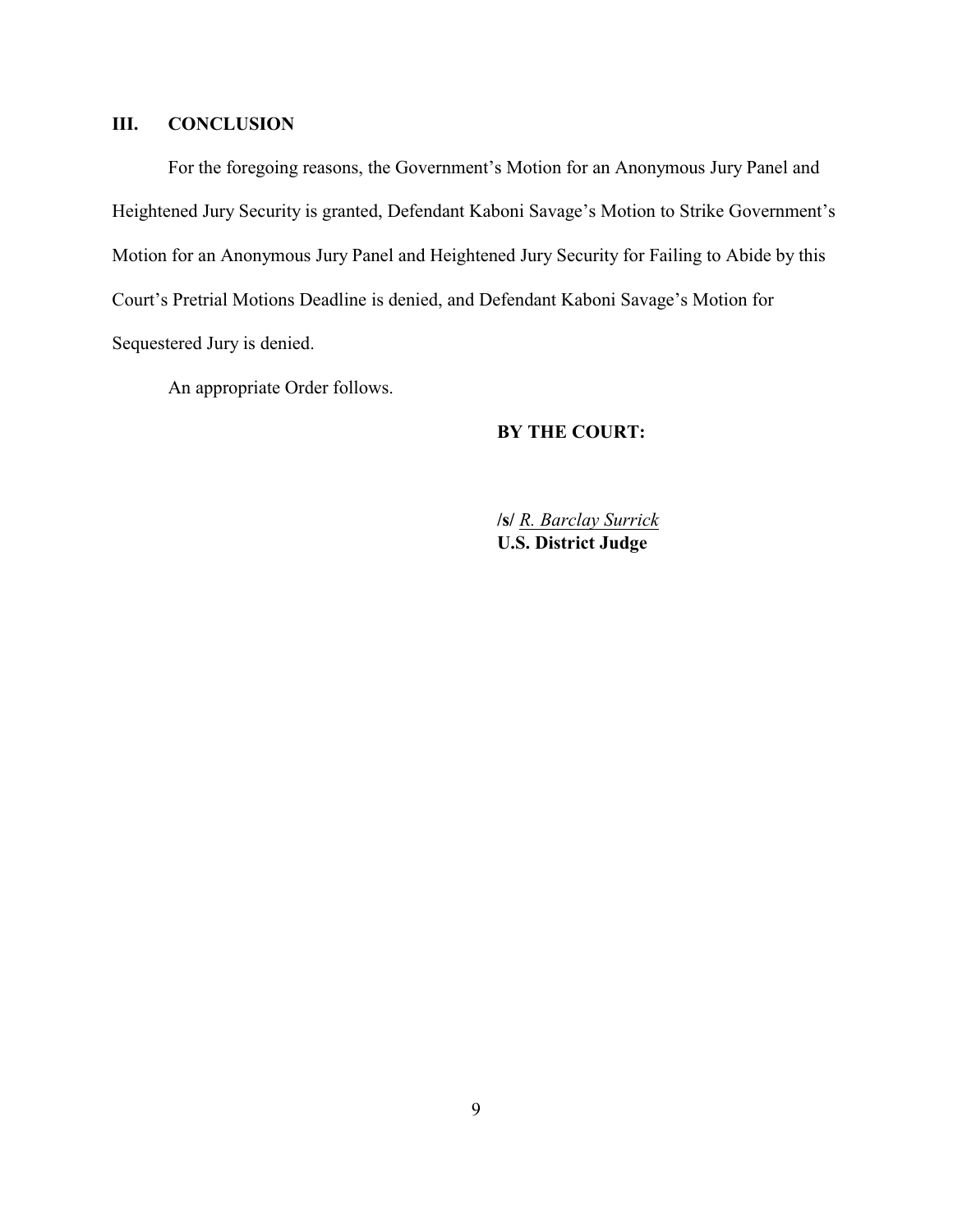## III. CONCLUSION

For the foregoing reasons, the Government's Motion for an Anonymous Jury Panel and Heightened Jury Security is granted, Defendant Kaboni Savage's Motion to Strike Government's Motion for an Anonymous Jury Panel and Heightened Jury Security for Failing to Abide by this Court's Pretrial Motions Deadline is denied, and Defendant Kaboni Savage's Motion for Sequestered Jury is denied.

An appropriate Order follows.

**BY THE COURT:**

**/s/** *R. Barclay Surrick*
**U.S. District Judge**